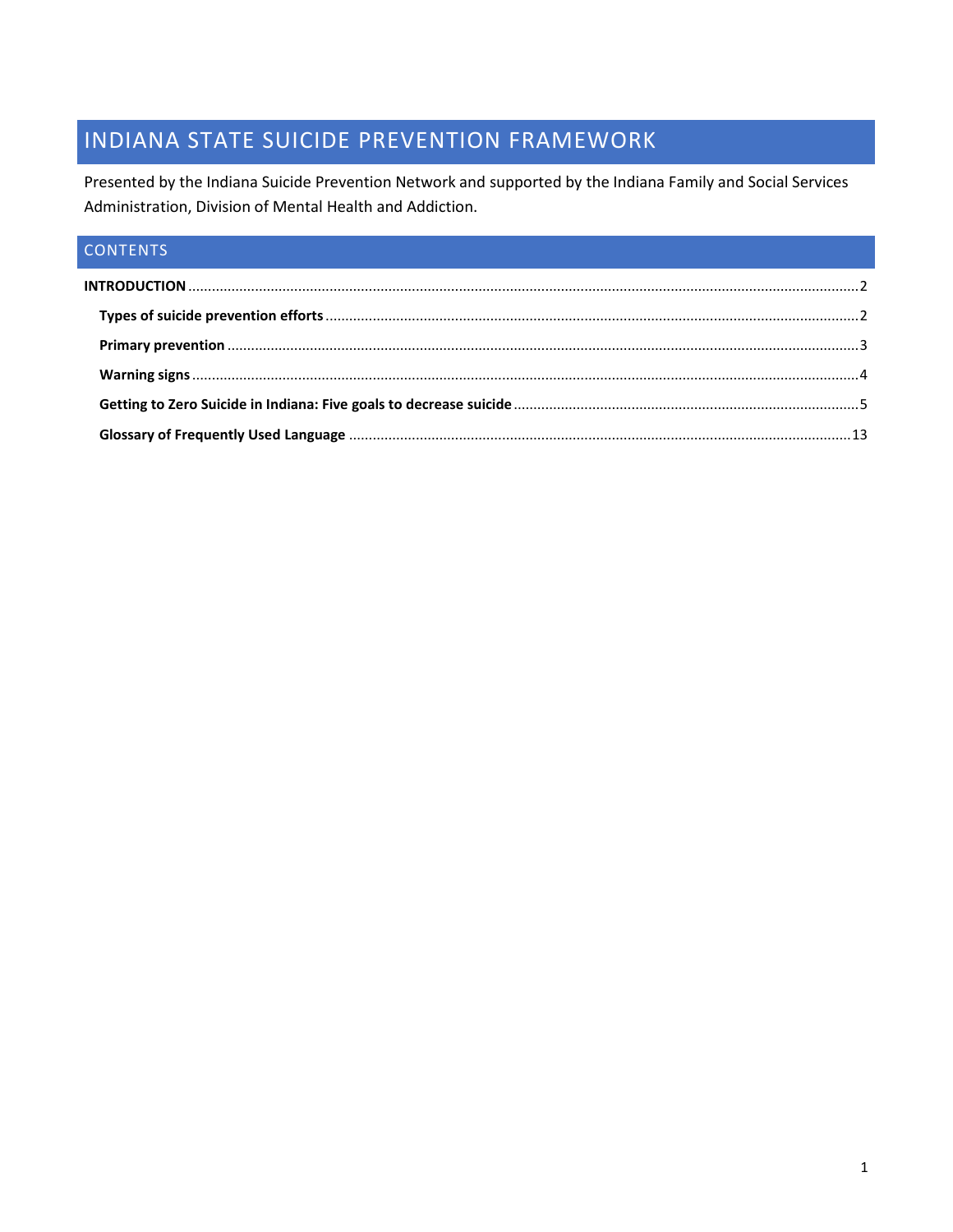# INDIANA STATE SUICIDE PREVENTION FRAMEWORK

Presented by the Indiana Suicide Prevention Network and supported by the Indiana Family and Social Services Administration, Division of Mental Health and Addiction.

## CONTENTS

**INTRODUCTION** .......... 2

- **Types of suicide prevention efforts** .......... 2
- **Primary prevention** .......... 3
- **Warning signs** .......... 4
- **Getting to Zero Suicide in Indiana: Five goals to decrease suicide** .......... 5
- **Glossary of Frequently Used Language** .......... 13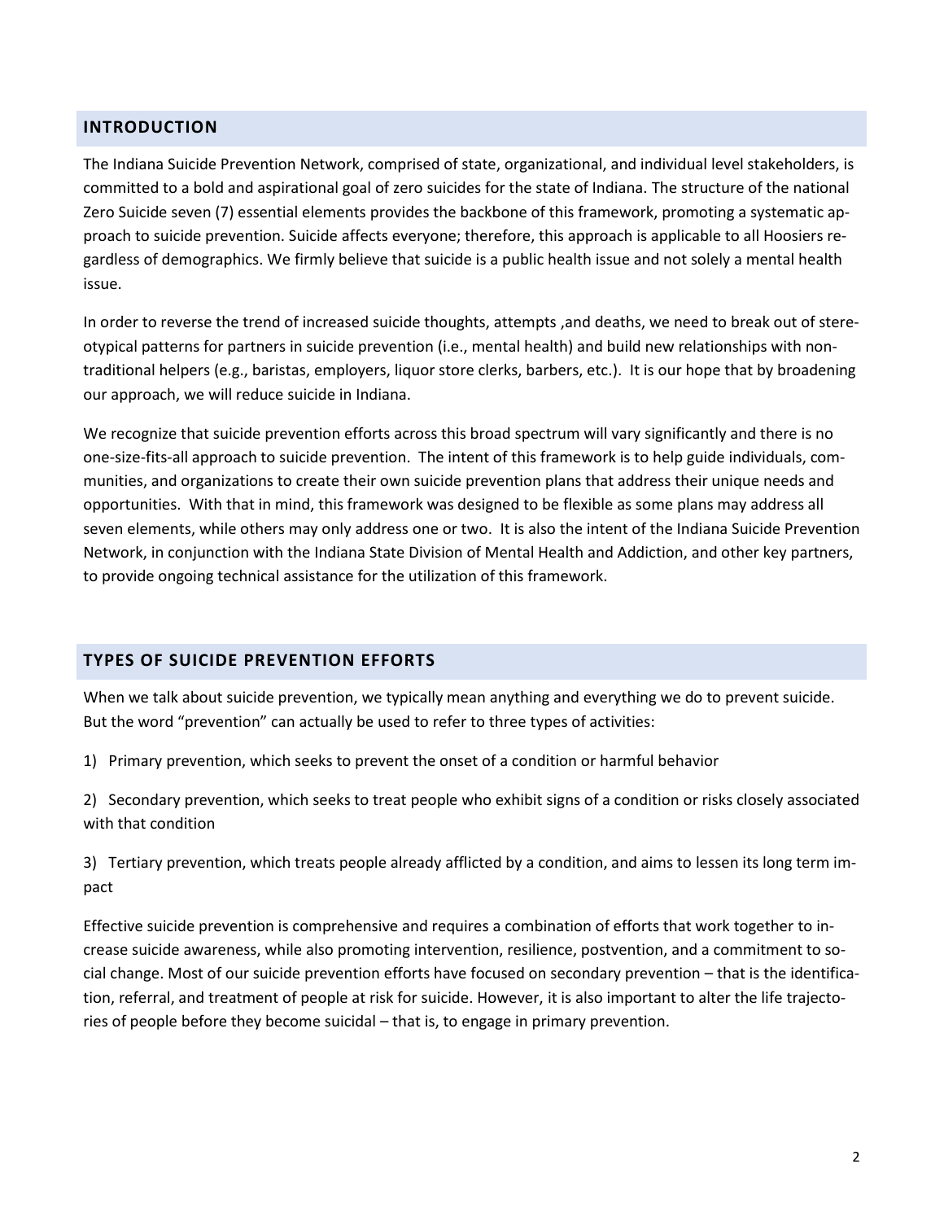## INTRODUCTION

The Indiana Suicide Prevention Network, comprised of state, organizational, and individual level stakeholders, is committed to a bold and aspirational goal of zero suicides for the state of Indiana. The structure of the national Zero Suicide seven (7) essential elements provides the backbone of this framework, promoting a systematic approach to suicide prevention. Suicide affects everyone; therefore, this approach is applicable to all Hoosiers regardless of demographics. We firmly believe that suicide is a public health issue and not solely a mental health issue.

In order to reverse the trend of increased suicide thoughts, attempts ,and deaths, we need to break out of stereotypical patterns for partners in suicide prevention (i.e., mental health) and build new relationships with non-traditional helpers (e.g., baristas, employers, liquor store clerks, barbers, etc.). It is our hope that by broadening our approach, we will reduce suicide in Indiana.

We recognize that suicide prevention efforts across this broad spectrum will vary significantly and there is no one-size-fits-all approach to suicide prevention. The intent of this framework is to help guide individuals, communities, and organizations to create their own suicide prevention plans that address their unique needs and opportunities. With that in mind, this framework was designed to be flexible as some plans may address all seven elements, while others may only address one or two. It is also the intent of the Indiana Suicide Prevention Network, in conjunction with the Indiana State Division of Mental Health and Addiction, and other key partners, to provide ongoing technical assistance for the utilization of this framework.

## TYPES OF SUICIDE PREVENTION EFFORTS

When we talk about suicide prevention, we typically mean anything and everything we do to prevent suicide. But the word "prevention" can actually be used to refer to three types of activities:

1) Primary prevention, which seeks to prevent the onset of a condition or harmful behavior

2) Secondary prevention, which seeks to treat people who exhibit signs of a condition or risks closely associated with that condition

3) Tertiary prevention, which treats people already afflicted by a condition, and aims to lessen its long term impact

Effective suicide prevention is comprehensive and requires a combination of efforts that work together to increase suicide awareness, while also promoting intervention, resilience, postvention, and a commitment to social change. Most of our suicide prevention efforts have focused on secondary prevention – that is the identification, referral, and treatment of people at risk for suicide. However, it is also important to alter the life trajectories of people before they become suicidal – that is, to engage in primary prevention.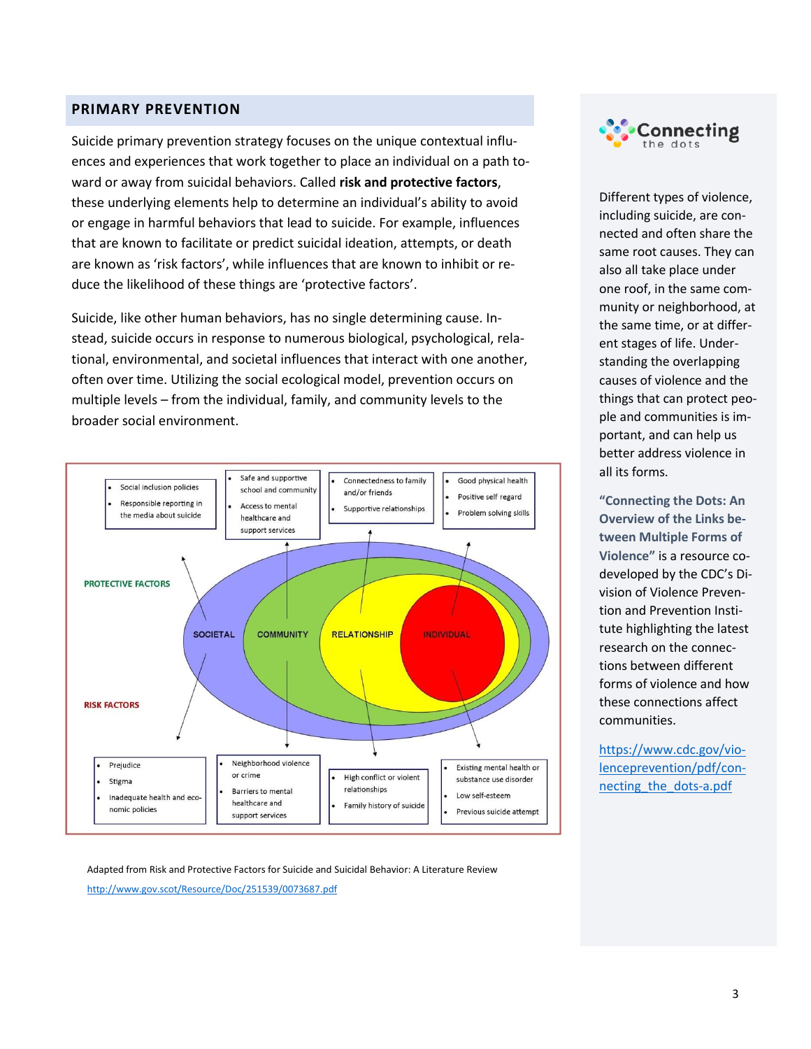## PRIMARY PREVENTION

Suicide primary prevention strategy focuses on the unique contextual influences and experiences that work together to place an individual on a path toward or away from suicidal behaviors. Called **risk and protective factors**, these underlying elements help to determine an individual's ability to avoid or engage in harmful behaviors that lead to suicide. For example, influences that are known to facilitate or predict suicidal ideation, attempts, or death are known as 'risk factors', while influences that are known to inhibit or reduce the likelihood of these things are 'protective factors'.

Suicide, like other human behaviors, has no single determining cause. Instead, suicide occurs in response to numerous biological, psychological, relational, environmental, and societal influences that interact with one another, often over time. Utilizing the social ecological model, prevention occurs on multiple levels – from the individual, family, and community levels to the broader social environment.

**PROTECTIVE FACTORS**

| SOCIETAL | COMMUNITY | RELATIONSHIP | INDIVIDUAL |
|---|---|---|---|
| • Social inclusion policies<br>• Responsible reporting in the media about suicide | • Safe and supportive school and community<br>• Access to mental healthcare and support services | • Connectedness to family and/or friends<br>• Supportive relationships | • Good physical health<br>• Positive self regard<br>• Problem solving skills |

**RISK FACTORS**

| SOCIETAL | COMMUNITY | RELATIONSHIP | INDIVIDUAL |
|---|---|---|---|
| • Prejudice<br>• Stigma<br>• Inadequate health and economic policies | • Neighborhood violence or crime<br>• Barriers to mental healthcare and support services | • High conflict or violent relationships<br>• Family history of suicide | • Existing mental health or substance use disorder<br>• Low self-esteem<br>• Previous suicide attempt |

Adapted from Risk and Protective Factors for Suicide and Suicidal Behavior: A Literature Review
http://www.gov.scot/Resource/Doc/251539/0073687.pdf

---

**Connecting the dots**

Different types of violence, including suicide, are connected and often share the same root causes. They can also all take place under one roof, in the same community or neighborhood, at the same time, or at different stages of life. Understanding the overlapping causes of violence and the things that can protect people and communities is important, and can help us better address violence in all its forms.

**"Connecting the Dots: An Overview of the Links between Multiple Forms of Violence"** is a resource co-developed by the CDC's Division of Violence Prevention and Prevention Institute highlighting the latest research on the connections between different forms of violence and how these connections affect communities.

https://www.cdc.gov/violenceprevention/pdf/connecting_the_dots-a.pdf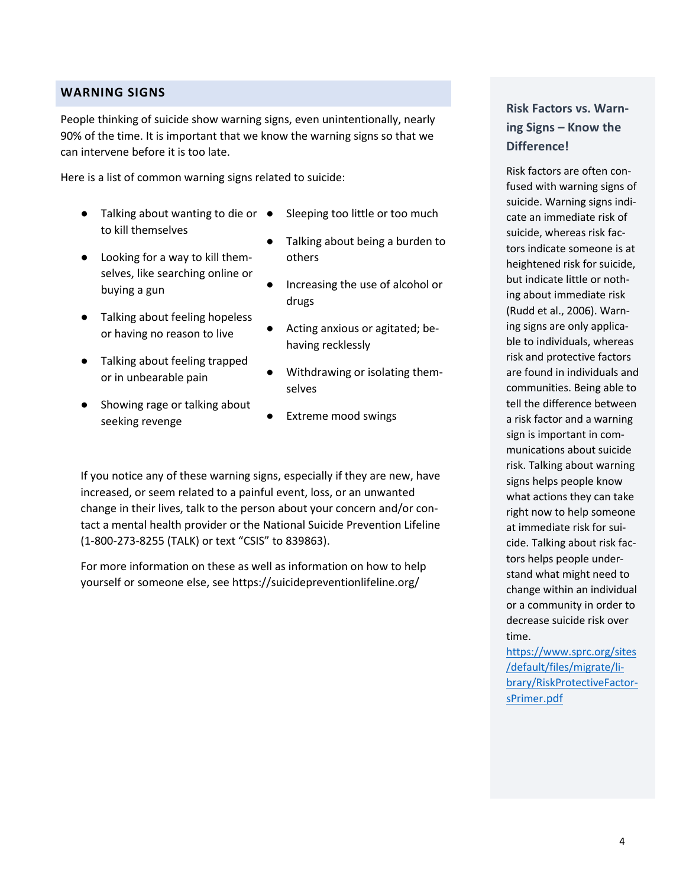## WARNING SIGNS

People thinking of suicide show warning signs, even unintentionally, nearly 90% of the time. It is important that we know the warning signs so that we can intervene before it is too late.

Here is a list of common warning signs related to suicide:

- Talking about wanting to die or to kill themselves
- Looking for a way to kill themselves, like searching online or buying a gun
- Talking about feeling hopeless or having no reason to live
- Talking about feeling trapped or in unbearable pain
- Showing rage or talking about seeking revenge
- Sleeping too little or too much
- Talking about being a burden to others
- Increasing the use of alcohol or drugs
- Acting anxious or agitated; behaving recklessly
- Withdrawing or isolating themselves
- Extreme mood swings

If you notice any of these warning signs, especially if they are new, have increased, or seem related to a painful event, loss, or an unwanted change in their lives, talk to the person about your concern and/or contact a mental health provider or the National Suicide Prevention Lifeline (1-800-273-8255 (TALK) or text "CSIS" to 839863).

For more information on these as well as information on how to help yourself or someone else, see https://suicidepreventionlifeline.org/

### Risk Factors vs. Warning Signs – Know the Difference!

Risk factors are often confused with warning signs of suicide. Warning signs indicate an immediate risk of suicide, whereas risk factors indicate someone is at heightened risk for suicide, but indicate little or nothing about immediate risk (Rudd et al., 2006). Warning signs are only applicable to individuals, whereas risk and protective factors are found in individuals and communities. Being able to tell the difference between a risk factor and a warning sign is important in communications about suicide risk. Talking about warning signs helps people know what actions they can take right now to help someone at immediate risk for suicide. Talking about risk factors helps people understand what might need to change within an individual or a community in order to decrease suicide risk over time.
https://www.sprc.org/sites/default/files/migrate/library/RiskProtectiveFactorsPrimer.pdf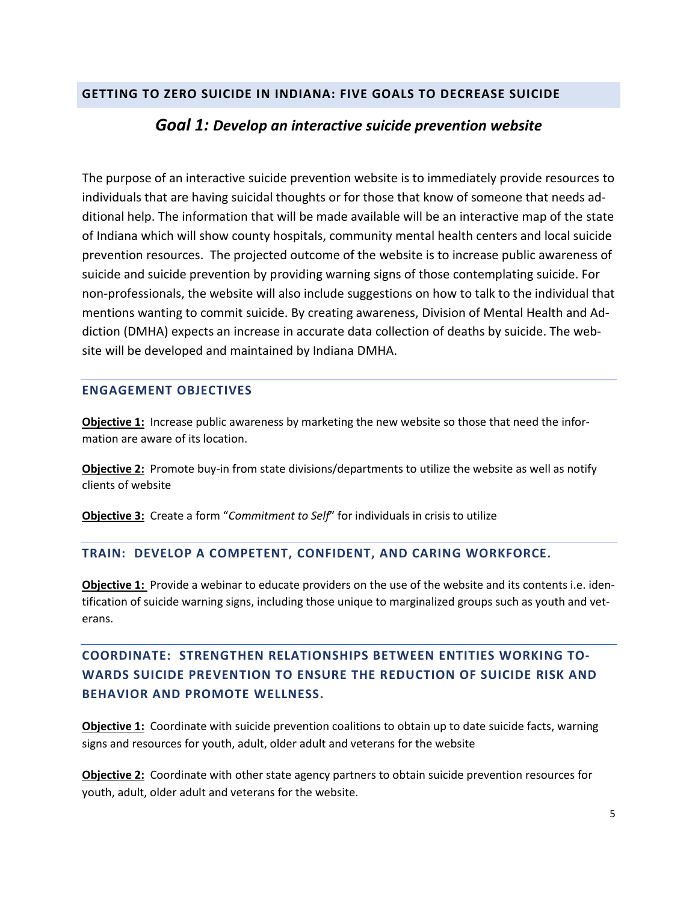## GETTING TO ZERO SUICIDE IN INDIANA: FIVE GOALS TO DECREASE SUICIDE

### *Goal 1: Develop an interactive suicide prevention website*

The purpose of an interactive suicide prevention website is to immediately provide resources to individuals that are having suicidal thoughts or for those that know of someone that needs additional help. The information that will be made available will be an interactive map of the state of Indiana which will show county hospitals, community mental health centers and local suicide prevention resources. The projected outcome of the website is to increase public awareness of suicide and suicide prevention by providing warning signs of those contemplating suicide. For non-professionals, the website will also include suggestions on how to talk to the individual that mentions wanting to commit suicide. By creating awareness, Division of Mental Health and Addiction (DMHA) expects an increase in accurate data collection of deaths by suicide. The website will be developed and maintained by Indiana DMHA.

#### ENGAGEMENT OBJECTIVES

**Objective 1:** Increase public awareness by marketing the new website so those that need the information are aware of its location.

**Objective 2:** Promote buy-in from state divisions/departments to utilize the website as well as notify clients of website

**Objective 3:** Create a form "*Commitment to Self*" for individuals in crisis to utilize

#### TRAIN: DEVELOP A COMPETENT, CONFIDENT, AND CARING WORKFORCE.

**Objective 1:** Provide a webinar to educate providers on the use of the website and its contents i.e. identification of suicide warning signs, including those unique to marginalized groups such as youth and veterans.

#### COORDINATE: STRENGTHEN RELATIONSHIPS BETWEEN ENTITIES WORKING TOWARDS SUICIDE PREVENTION TO ENSURE THE REDUCTION OF SUICIDE RISK AND BEHAVIOR AND PROMOTE WELLNESS.

**Objective 1:** Coordinate with suicide prevention coalitions to obtain up to date suicide facts, warning signs and resources for youth, adult, older adult and veterans for the website

**Objective 2:** Coordinate with other state agency partners to obtain suicide prevention resources for youth, adult, older adult and veterans for the website.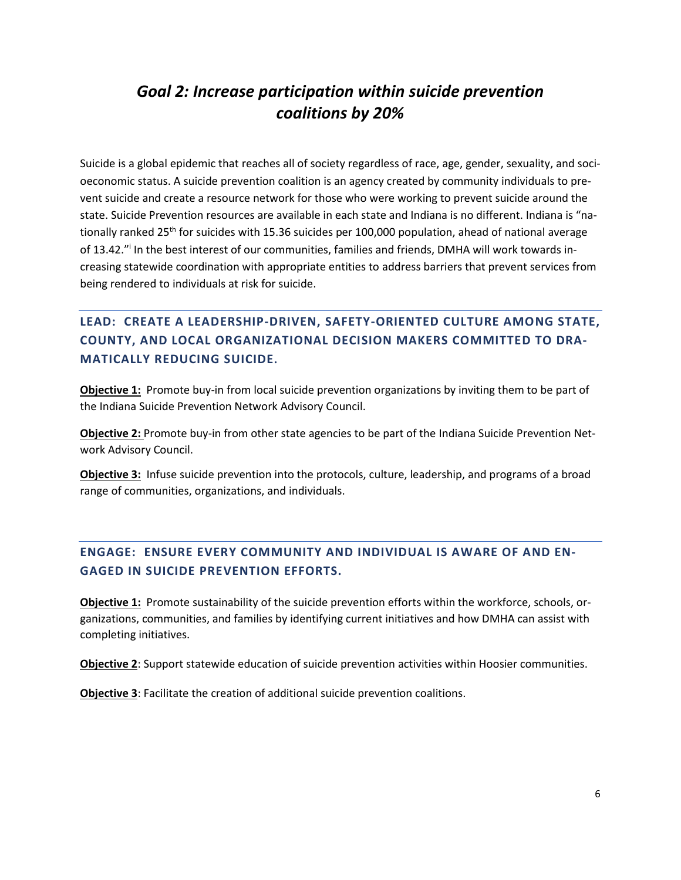## *Goal 2: Increase participation within suicide prevention coalitions by 20%*

Suicide is a global epidemic that reaches all of society regardless of race, age, gender, sexuality, and socioeconomic status. A suicide prevention coalition is an agency created by community individuals to prevent suicide and create a resource network for those who were working to prevent suicide around the state. Suicide Prevention resources are available in each state and Indiana is no different. Indiana is "nationally ranked 25th for suicides with 15.36 suicides per 100,000 population, ahead of national average of 13.42."[i] In the best interest of our communities, families and friends, DMHA will work towards increasing statewide coordination with appropriate entities to address barriers that prevent services from being rendered to individuals at risk for suicide.

### LEAD: CREATE A LEADERSHIP-DRIVEN, SAFETY-ORIENTED CULTURE AMONG STATE, COUNTY, AND LOCAL ORGANIZATIONAL DECISION MAKERS COMMITTED TO DRAMATICALLY REDUCING SUICIDE.

**Objective 1:** Promote buy-in from local suicide prevention organizations by inviting them to be part of the Indiana Suicide Prevention Network Advisory Council.

**Objective 2:** Promote buy-in from other state agencies to be part of the Indiana Suicide Prevention Network Advisory Council.

**Objective 3:** Infuse suicide prevention into the protocols, culture, leadership, and programs of a broad range of communities, organizations, and individuals.

### ENGAGE: ENSURE EVERY COMMUNITY AND INDIVIDUAL IS AWARE OF AND ENGAGED IN SUICIDE PREVENTION EFFORTS.

**Objective 1:** Promote sustainability of the suicide prevention efforts within the workforce, schools, organizations, communities, and families by identifying current initiatives and how DMHA can assist with completing initiatives.

**Objective 2**: Support statewide education of suicide prevention activities within Hoosier communities.

**Objective 3**: Facilitate the creation of additional suicide prevention coalitions.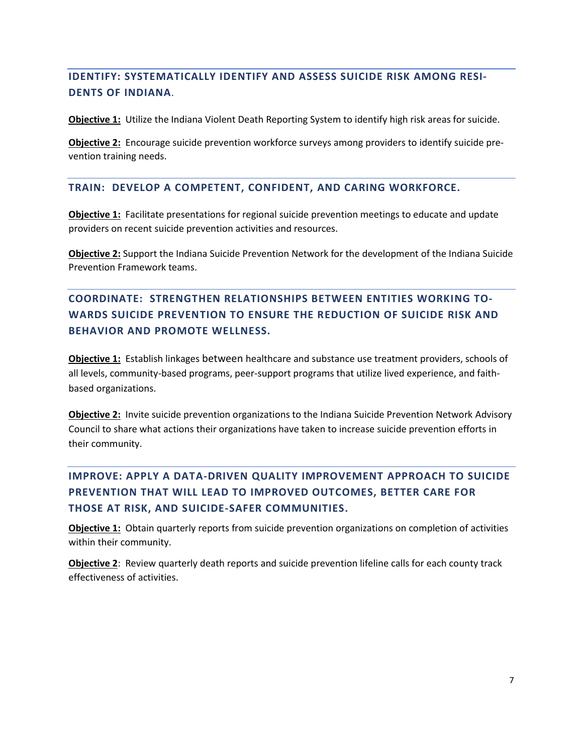## IDENTIFY: SYSTEMATICALLY IDENTIFY AND ASSESS SUICIDE RISK AMONG RESIDENTS OF INDIANA.

**Objective 1:** Utilize the Indiana Violent Death Reporting System to identify high risk areas for suicide.

**Objective 2:** Encourage suicide prevention workforce surveys among providers to identify suicide prevention training needs.

## TRAIN: DEVELOP A COMPETENT, CONFIDENT, AND CARING WORKFORCE.

**Objective 1:** Facilitate presentations for regional suicide prevention meetings to educate and update providers on recent suicide prevention activities and resources.

**Objective 2:** Support the Indiana Suicide Prevention Network for the development of the Indiana Suicide Prevention Framework teams.

## COORDINATE: STRENGTHEN RELATIONSHIPS BETWEEN ENTITIES WORKING TOWARDS SUICIDE PREVENTION TO ENSURE THE REDUCTION OF SUICIDE RISK AND BEHAVIOR AND PROMOTE WELLNESS.

**Objective 1:** Establish linkages between healthcare and substance use treatment providers, schools of all levels, community-based programs, peer-support programs that utilize lived experience, and faith-based organizations.

**Objective 2:** Invite suicide prevention organizations to the Indiana Suicide Prevention Network Advisory Council to share what actions their organizations have taken to increase suicide prevention efforts in their community.

## IMPROVE: APPLY A DATA-DRIVEN QUALITY IMPROVEMENT APPROACH TO SUICIDE PREVENTION THAT WILL LEAD TO IMPROVED OUTCOMES, BETTER CARE FOR THOSE AT RISK, AND SUICIDE-SAFER COMMUNITIES.

**Objective 1:** Obtain quarterly reports from suicide prevention organizations on completion of activities within their community.

**Objective 2**: Review quarterly death reports and suicide prevention lifeline calls for each county track effectiveness of activities.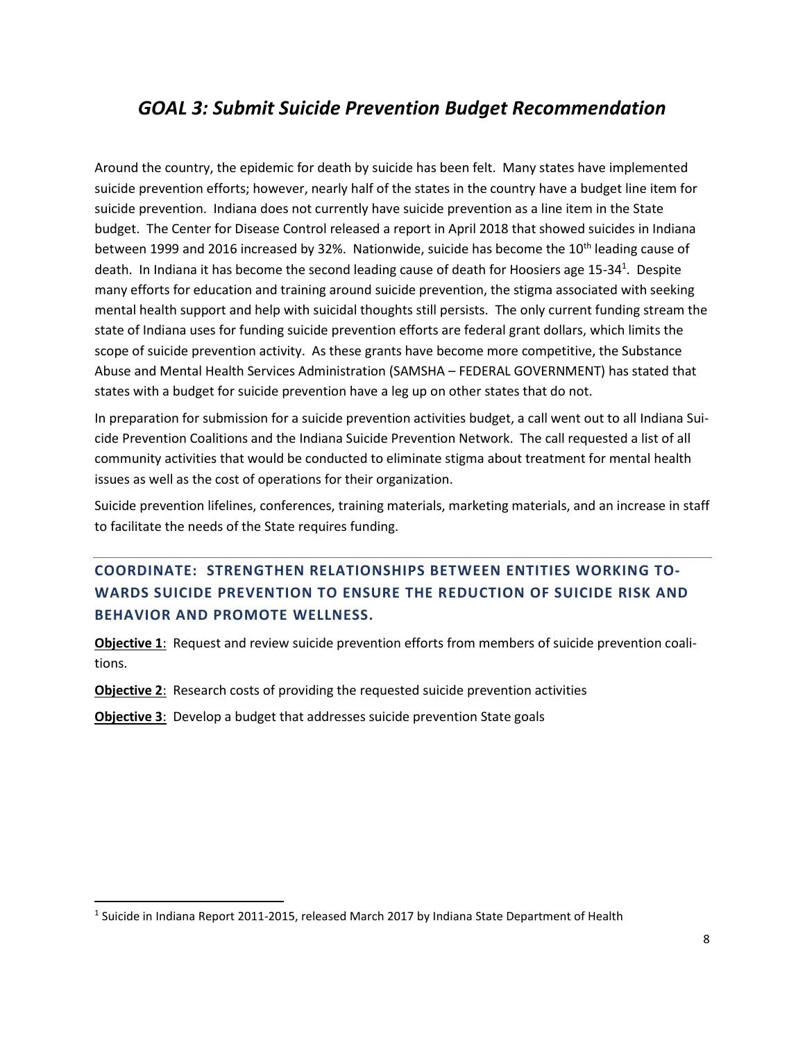## *GOAL 3: Submit Suicide Prevention Budget Recommendation*

Around the country, the epidemic for death by suicide has been felt. Many states have implemented suicide prevention efforts; however, nearly half of the states in the country have a budget line item for suicide prevention. Indiana does not currently have suicide prevention as a line item in the State budget. The Center for Disease Control released a report in April 2018 that showed suicides in Indiana between 1999 and 2016 increased by 32%. Nationwide, suicide has become the 10th leading cause of death. In Indiana it has become the second leading cause of death for Hoosiers age 15-34[1]. Despite many efforts for education and training around suicide prevention, the stigma associated with seeking mental health support and help with suicidal thoughts still persists. The only current funding stream the state of Indiana uses for funding suicide prevention efforts are federal grant dollars, which limits the scope of suicide prevention activity. As these grants have become more competitive, the Substance Abuse and Mental Health Services Administration (SAMSHA – FEDERAL GOVERNMENT) has stated that states with a budget for suicide prevention have a leg up on other states that do not.

In preparation for submission for a suicide prevention activities budget, a call went out to all Indiana Suicide Prevention Coalitions and the Indiana Suicide Prevention Network. The call requested a list of all community activities that would be conducted to eliminate stigma about treatment for mental health issues as well as the cost of operations for their organization.

Suicide prevention lifelines, conferences, training materials, marketing materials, and an increase in staff to facilitate the needs of the State requires funding.

### COORDINATE: STRENGTHEN RELATIONSHIPS BETWEEN ENTITIES WORKING TOWARDS SUICIDE PREVENTION TO ENSURE THE REDUCTION OF SUICIDE RISK AND BEHAVIOR AND PROMOTE WELLNESS.

**Objective 1**: Request and review suicide prevention efforts from members of suicide prevention coalitions.

**Objective 2**: Research costs of providing the requested suicide prevention activities

**Objective 3**: Develop a budget that addresses suicide prevention State goals

[1] Suicide in Indiana Report 2011-2015, released March 2017 by Indiana State Department of Health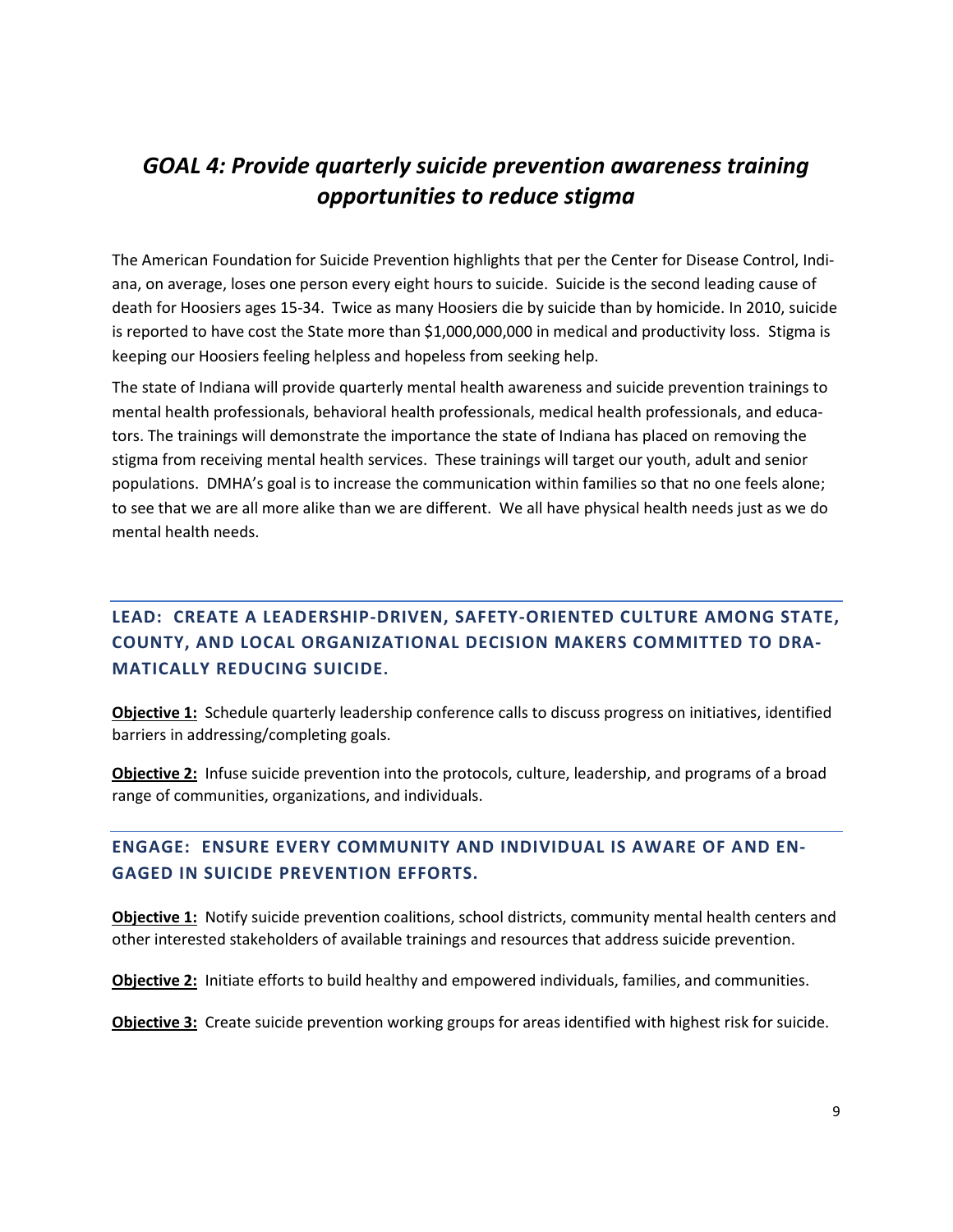## *GOAL 4: Provide quarterly suicide prevention awareness training opportunities to reduce stigma*

The American Foundation for Suicide Prevention highlights that per the Center for Disease Control, Indiana, on average, loses one person every eight hours to suicide. Suicide is the second leading cause of death for Hoosiers ages 15-34. Twice as many Hoosiers die by suicide than by homicide. In 2010, suicide is reported to have cost the State more than $1,000,000,000 in medical and productivity loss. Stigma is keeping our Hoosiers feeling helpless and hopeless from seeking help.

The state of Indiana will provide quarterly mental health awareness and suicide prevention trainings to mental health professionals, behavioral health professionals, medical health professionals, and educators. The trainings will demonstrate the importance the state of Indiana has placed on removing the stigma from receiving mental health services. These trainings will target our youth, adult and senior populations. DMHA's goal is to increase the communication within families so that no one feels alone; to see that we are all more alike than we are different. We all have physical health needs just as we do mental health needs.

### LEAD: CREATE A LEADERSHIP-DRIVEN, SAFETY-ORIENTED CULTURE AMONG STATE, COUNTY, AND LOCAL ORGANIZATIONAL DECISION MAKERS COMMITTED TO DRAMATICALLY REDUCING SUICIDE.

**Objective 1:** Schedule quarterly leadership conference calls to discuss progress on initiatives, identified barriers in addressing/completing goals.

**Objective 2:** Infuse suicide prevention into the protocols, culture, leadership, and programs of a broad range of communities, organizations, and individuals.

### ENGAGE: ENSURE EVERY COMMUNITY AND INDIVIDUAL IS AWARE OF AND ENGAGED IN SUICIDE PREVENTION EFFORTS.

**Objective 1:** Notify suicide prevention coalitions, school districts, community mental health centers and other interested stakeholders of available trainings and resources that address suicide prevention.

**Objective 2:** Initiate efforts to build healthy and empowered individuals, families, and communities.

**Objective 3:** Create suicide prevention working groups for areas identified with highest risk for suicide.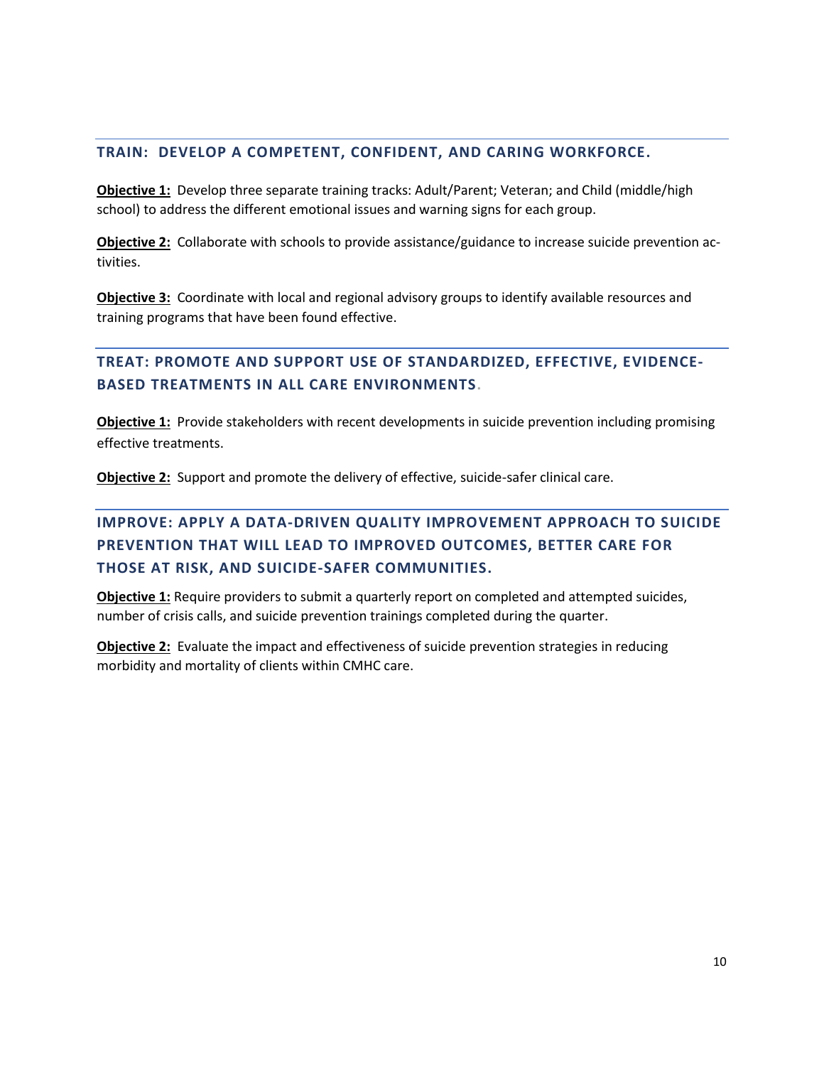## TRAIN: DEVELOP A COMPETENT, CONFIDENT, AND CARING WORKFORCE.

**Objective 1:** Develop three separate training tracks: Adult/Parent; Veteran; and Child (middle/high school) to address the different emotional issues and warning signs for each group.

**Objective 2:** Collaborate with schools to provide assistance/guidance to increase suicide prevention activities.

**Objective 3:** Coordinate with local and regional advisory groups to identify available resources and training programs that have been found effective.

## TREAT: PROMOTE AND SUPPORT USE OF STANDARDIZED, EFFECTIVE, EVIDENCE-BASED TREATMENTS IN ALL CARE ENVIRONMENTS.

**Objective 1:** Provide stakeholders with recent developments in suicide prevention including promising effective treatments.

**Objective 2:** Support and promote the delivery of effective, suicide-safer clinical care.

## IMPROVE: APPLY A DATA-DRIVEN QUALITY IMPROVEMENT APPROACH TO SUICIDE PREVENTION THAT WILL LEAD TO IMPROVED OUTCOMES, BETTER CARE FOR THOSE AT RISK, AND SUICIDE-SAFER COMMUNITIES.

**Objective 1:** Require providers to submit a quarterly report on completed and attempted suicides, number of crisis calls, and suicide prevention trainings completed during the quarter.

**Objective 2:** Evaluate the impact and effectiveness of suicide prevention strategies in reducing morbidity and mortality of clients within CMHC care.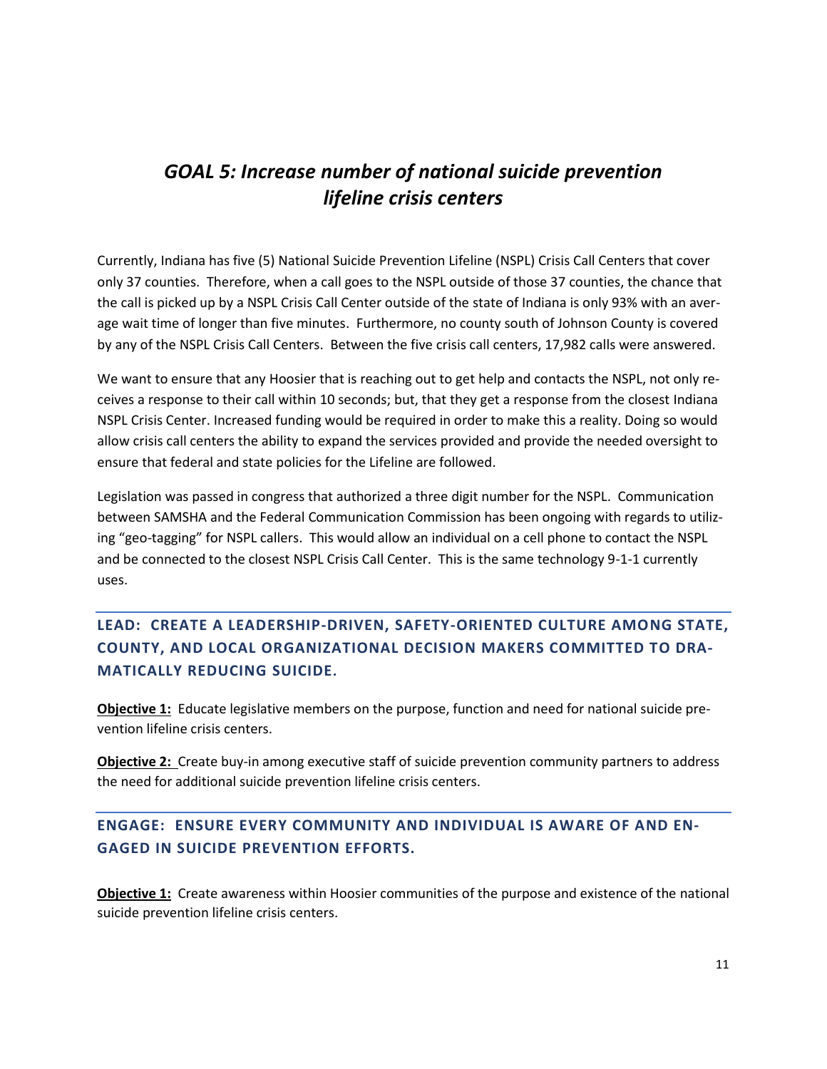# *GOAL 5: Increase number of national suicide prevention lifeline crisis centers*

Currently, Indiana has five (5) National Suicide Prevention Lifeline (NSPL) Crisis Call Centers that cover only 37 counties. Therefore, when a call goes to the NSPL outside of those 37 counties, the chance that the call is picked up by a NSPL Crisis Call Center outside of the state of Indiana is only 93% with an average wait time of longer than five minutes. Furthermore, no county south of Johnson County is covered by any of the NSPL Crisis Call Centers. Between the five crisis call centers, 17,982 calls were answered.

We want to ensure that any Hoosier that is reaching out to get help and contacts the NSPL, not only receives a response to their call within 10 seconds; but, that they get a response from the closest Indiana NSPL Crisis Center. Increased funding would be required in order to make this a reality. Doing so would allow crisis call centers the ability to expand the services provided and provide the needed oversight to ensure that federal and state policies for the Lifeline are followed.

Legislation was passed in congress that authorized a three digit number for the NSPL. Communication between SAMSHA and the Federal Communication Commission has been ongoing with regards to utilizing "geo-tagging" for NSPL callers. This would allow an individual on a cell phone to contact the NSPL and be connected to the closest NSPL Crisis Call Center. This is the same technology 9-1-1 currently uses.

## LEAD: CREATE A LEADERSHIP-DRIVEN, SAFETY-ORIENTED CULTURE AMONG STATE, COUNTY, AND LOCAL ORGANIZATIONAL DECISION MAKERS COMMITTED TO DRAMATICALLY REDUCING SUICIDE.

**Objective 1:** Educate legislative members on the purpose, function and need for national suicide prevention lifeline crisis centers.

**Objective 2:** Create buy-in among executive staff of suicide prevention community partners to address the need for additional suicide prevention lifeline crisis centers.

## ENGAGE: ENSURE EVERY COMMUNITY AND INDIVIDUAL IS AWARE OF AND ENGAGED IN SUICIDE PREVENTION EFFORTS.

**Objective 1:** Create awareness within Hoosier communities of the purpose and existence of the national suicide prevention lifeline crisis centers.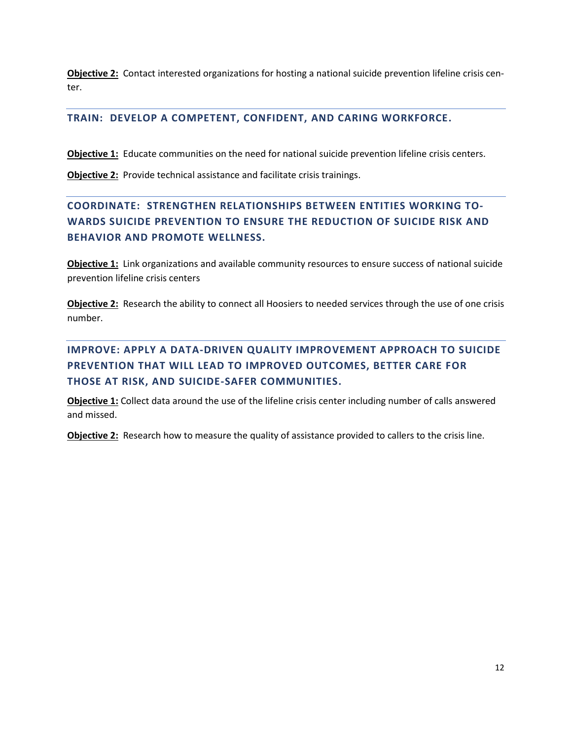**Objective 2:** Contact interested organizations for hosting a national suicide prevention lifeline crisis center.

## TRAIN: DEVELOP A COMPETENT, CONFIDENT, AND CARING WORKFORCE.

**Objective 1:** Educate communities on the need for national suicide prevention lifeline crisis centers.

**Objective 2:** Provide technical assistance and facilitate crisis trainings.

## COORDINATE: STRENGTHEN RELATIONSHIPS BETWEEN ENTITIES WORKING TOWARDS SUICIDE PREVENTION TO ENSURE THE REDUCTION OF SUICIDE RISK AND BEHAVIOR AND PROMOTE WELLNESS.

**Objective 1:** Link organizations and available community resources to ensure success of national suicide prevention lifeline crisis centers

**Objective 2:** Research the ability to connect all Hoosiers to needed services through the use of one crisis number.

## IMPROVE: APPLY A DATA-DRIVEN QUALITY IMPROVEMENT APPROACH TO SUICIDE PREVENTION THAT WILL LEAD TO IMPROVED OUTCOMES, BETTER CARE FOR THOSE AT RISK, AND SUICIDE-SAFER COMMUNITIES.

**Objective 1:** Collect data around the use of the lifeline crisis center including number of calls answered and missed.

**Objective 2:** Research how to measure the quality of assistance provided to callers to the crisis line.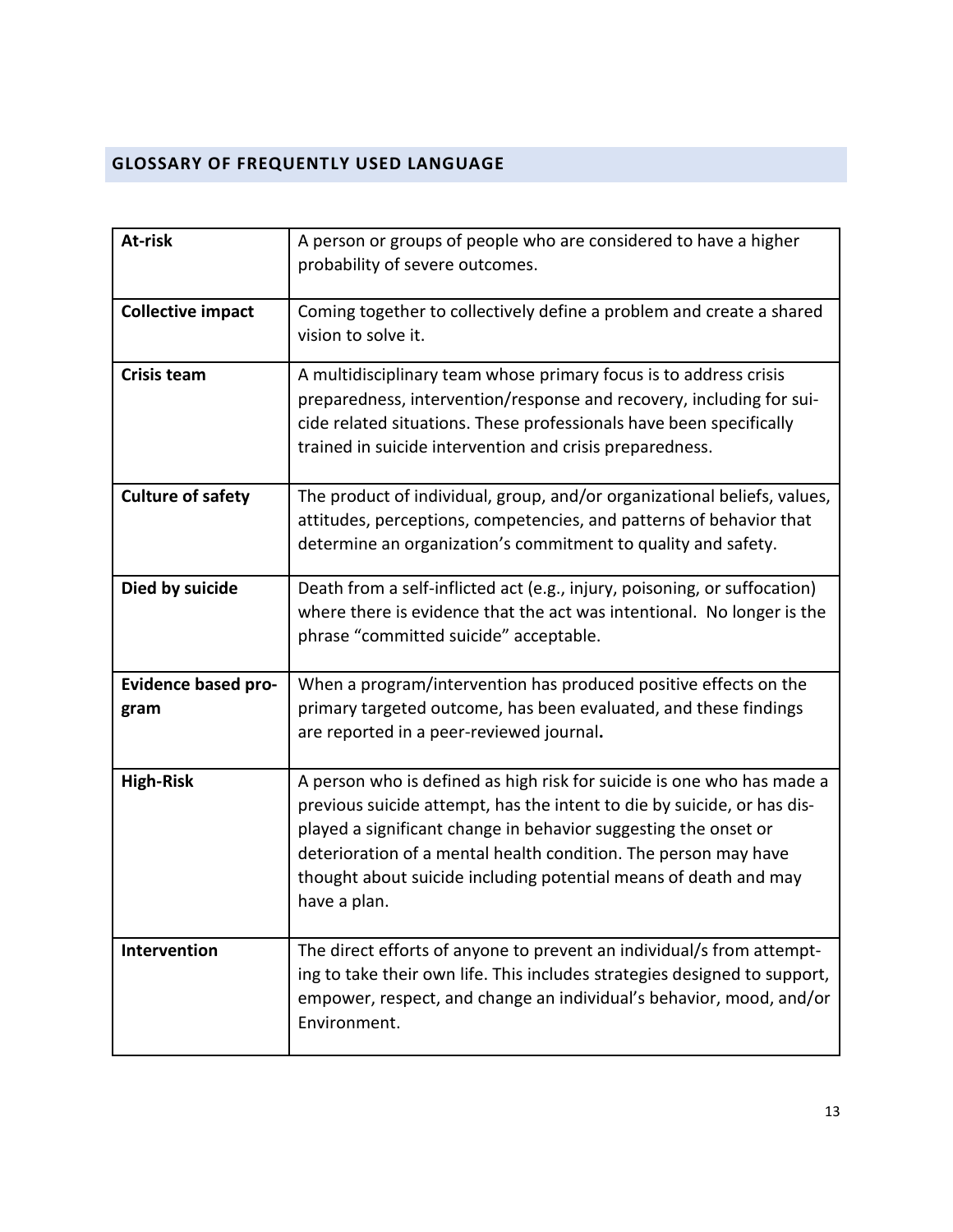## GLOSSARY OF FREQUENTLY USED LANGUAGE

| Term | Definition |
|---|---|
| **At-risk** | A person or groups of people who are considered to have a higher probability of severe outcomes. |
| **Collective impact** | Coming together to collectively define a problem and create a shared vision to solve it. |
| **Crisis team** | A multidisciplinary team whose primary focus is to address crisis preparedness, intervention/response and recovery, including for suicide related situations. These professionals have been specifically trained in suicide intervention and crisis preparedness. |
| **Culture of safety** | The product of individual, group, and/or organizational beliefs, values, attitudes, perceptions, competencies, and patterns of behavior that determine an organization's commitment to quality and safety. |
| **Died by suicide** | Death from a self-inflicted act (e.g., injury, poisoning, or suffocation) where there is evidence that the act was intentional. No longer is the phrase "committed suicide" acceptable. |
| **Evidence based program** | When a program/intervention has produced positive effects on the primary targeted outcome, has been evaluated, and these findings are reported in a peer-reviewed journal**.** |
| **High-Risk** | A person who is defined as high risk for suicide is one who has made a previous suicide attempt, has the intent to die by suicide, or has displayed a significant change in behavior suggesting the onset or deterioration of a mental health condition. The person may have thought about suicide including potential means of death and may have a plan. |
| **Intervention** | The direct efforts of anyone to prevent an individual/s from attempting to take their own life. This includes strategies designed to support, empower, respect, and change an individual's behavior, mood, and/or Environment. |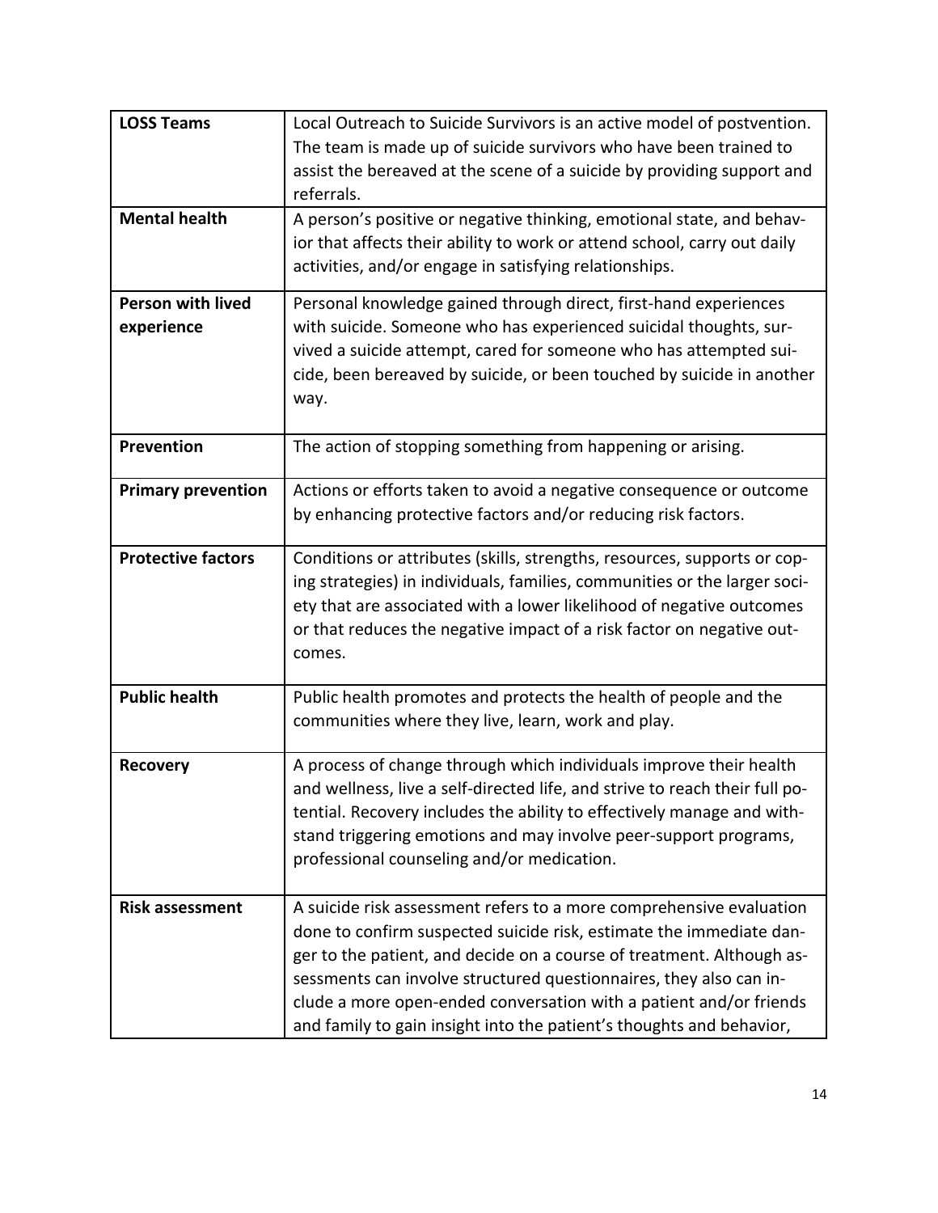| | |
|---|---|
| **LOSS Teams** | Local Outreach to Suicide Survivors is an active model of postvention. The team is made up of suicide survivors who have been trained to assist the bereaved at the scene of a suicide by providing support and referrals. |
| **Mental health** | A person's positive or negative thinking, emotional state, and behavior that affects their ability to work or attend school, carry out daily activities, and/or engage in satisfying relationships. |
| **Person with lived experience** | Personal knowledge gained through direct, first-hand experiences with suicide. Someone who has experienced suicidal thoughts, survived a suicide attempt, cared for someone who has attempted suicide, been bereaved by suicide, or been touched by suicide in another way. |
| **Prevention** | The action of stopping something from happening or arising. |
| **Primary prevention** | Actions or efforts taken to avoid a negative consequence or outcome by enhancing protective factors and/or reducing risk factors. |
| **Protective factors** | Conditions or attributes (skills, strengths, resources, supports or coping strategies) in individuals, families, communities or the larger society that are associated with a lower likelihood of negative outcomes or that reduces the negative impact of a risk factor on negative outcomes. |
| **Public health** | Public health promotes and protects the health of people and the communities where they live, learn, work and play. |
| **Recovery** | A process of change through which individuals improve their health and wellness, live a self-directed life, and strive to reach their full potential. Recovery includes the ability to effectively manage and withstand triggering emotions and may involve peer-support programs, professional counseling and/or medication. |
| **Risk assessment** | A suicide risk assessment refers to a more comprehensive evaluation done to confirm suspected suicide risk, estimate the immediate danger to the patient, and decide on a course of treatment. Although assessments can involve structured questionnaires, they also can include a more open-ended conversation with a patient and/or friends and family to gain insight into the patient's thoughts and behavior, |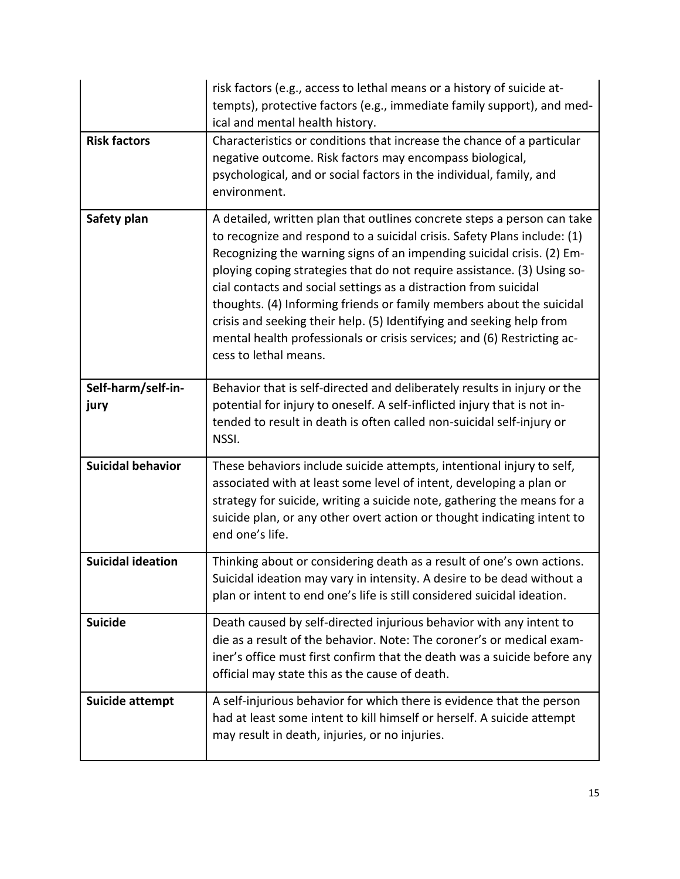| | |
|---|---|
| | risk factors (e.g., access to lethal means or a history of suicide attempts), protective factors (e.g., immediate family support), and medical and mental health history. |
| **Risk factors** | Characteristics or conditions that increase the chance of a particular negative outcome. Risk factors may encompass biological, psychological, and or social factors in the individual, family, and environment. |
| **Safety plan** | A detailed, written plan that outlines concrete steps a person can take to recognize and respond to a suicidal crisis. Safety Plans include: (1) Recognizing the warning signs of an impending suicidal crisis. (2) Employing coping strategies that do not require assistance. (3) Using social contacts and social settings as a distraction from suicidal thoughts. (4) Informing friends or family members about the suicidal crisis and seeking their help. (5) Identifying and seeking help from mental health professionals or crisis services; and (6) Restricting access to lethal means. |
| **Self-harm/self-injury** | Behavior that is self-directed and deliberately results in injury or the potential for injury to oneself. A self-inflicted injury that is not intended to result in death is often called non-suicidal self-injury or NSSI. |
| **Suicidal behavior** | These behaviors include suicide attempts, intentional injury to self, associated with at least some level of intent, developing a plan or strategy for suicide, writing a suicide note, gathering the means for a suicide plan, or any other overt action or thought indicating intent to end one's life. |
| **Suicidal ideation** | Thinking about or considering death as a result of one's own actions. Suicidal ideation may vary in intensity. A desire to be dead without a plan or intent to end one's life is still considered suicidal ideation. |
| **Suicide** | Death caused by self-directed injurious behavior with any intent to die as a result of the behavior. Note: The coroner's or medical examiner's office must first confirm that the death was a suicide before any official may state this as the cause of death. |
| **Suicide attempt** | A self-injurious behavior for which there is evidence that the person had at least some intent to kill himself or herself. A suicide attempt may result in death, injuries, or no injuries. |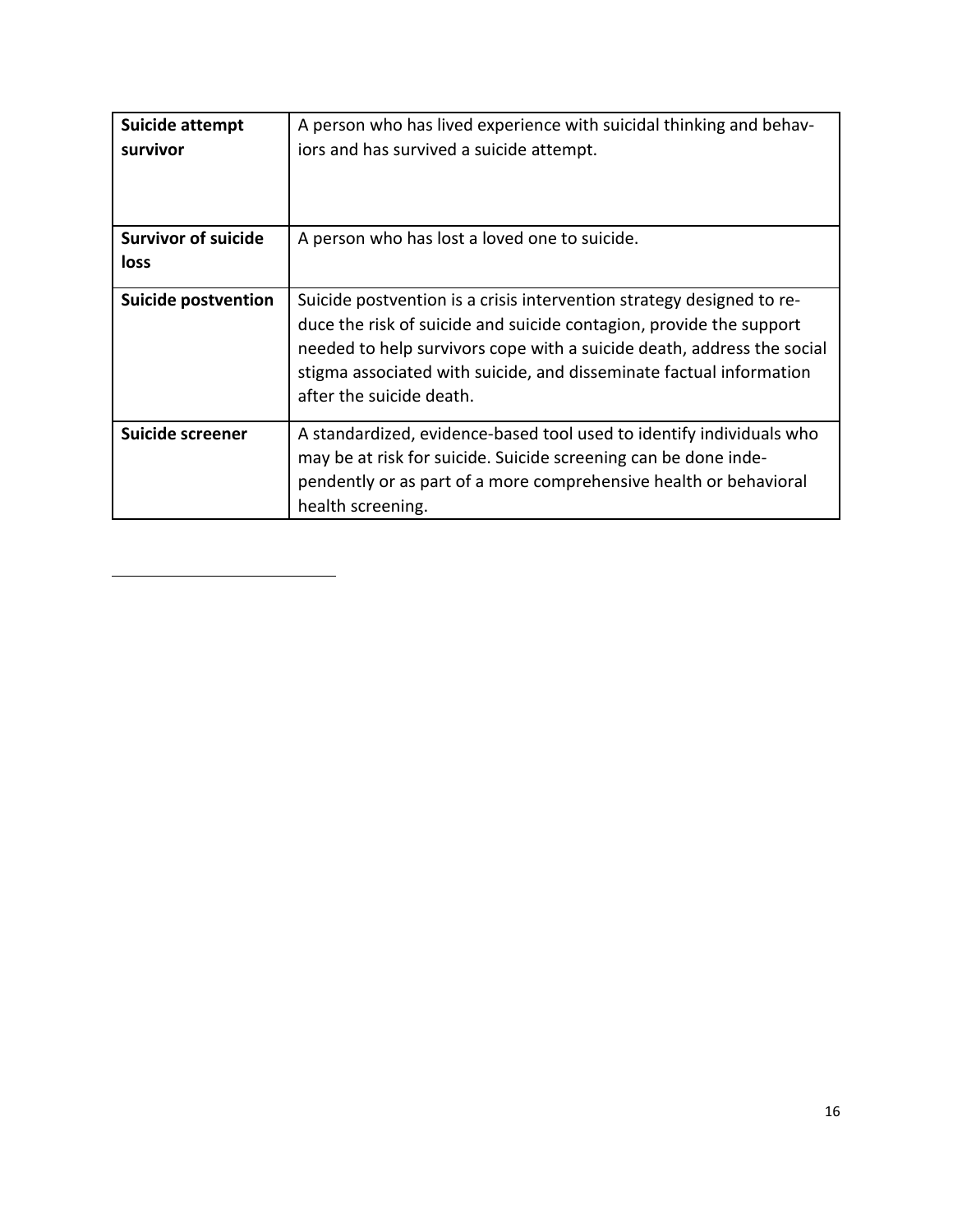| | |
|---|---|
| **Suicide attempt survivor** | A person who has lived experience with suicidal thinking and behaviors and has survived a suicide attempt. |
| **Survivor of suicide loss** | A person who has lost a loved one to suicide. |
| **Suicide postvention** | Suicide postvention is a crisis intervention strategy designed to reduce the risk of suicide and suicide contagion, provide the support needed to help survivors cope with a suicide death, address the social stigma associated with suicide, and disseminate factual information after the suicide death. |
| **Suicide screener** | A standardized, evidence-based tool used to identify individuals who may be at risk for suicide. Suicide screening can be done independently or as part of a more comprehensive health or behavioral health screening. |